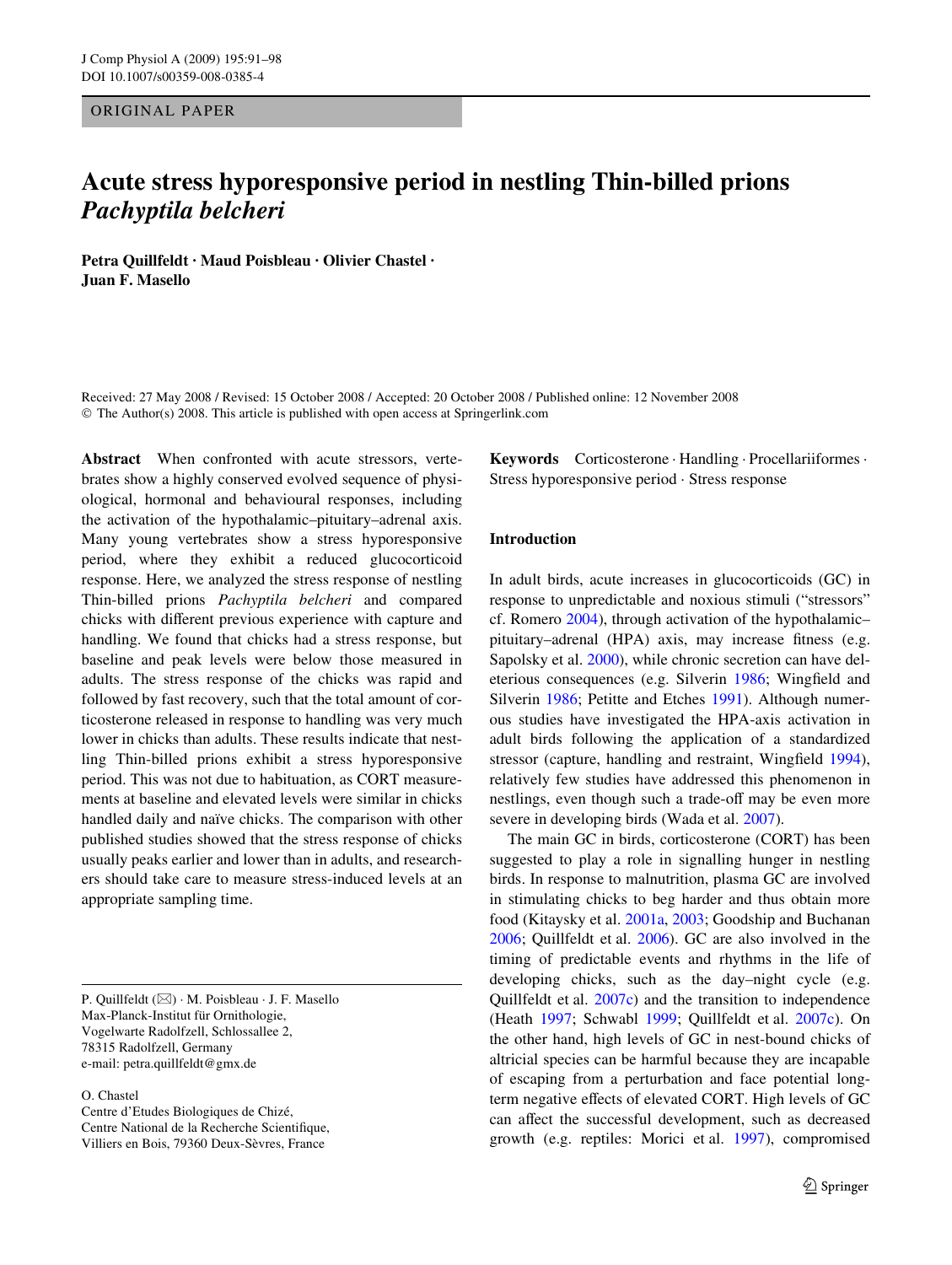ORIGINAL PAPER

# Acute stress hyporesponsive period in nestling Thin-billed prions *Pachyptila belcheri*

**Petra Quillfeldt · Maud Poisbleau · Olivier Chastel · Juan F. Masello**

Received: 27 May 2008 / Revised: 15 October 2008 / Accepted: 20 October 2008 / Published online: 12 November 2008
© The Author(s) 2008. This article is published with open access at Springerlink.com

**Abstract** When confronted with acute stressors, vertebrates show a highly conserved evolved sequence of physiological, hormonal and behavioural responses, including the activation of the hypothalamic–pituitary–adrenal axis. Many young vertebrates show a stress hyporesponsive period, where they exhibit a reduced glucocorticoid response. Here, we analyzed the stress response of nestling Thin-billed prions *Pachyptila belcheri* and compared chicks with different previous experience with capture and handling. We found that chicks had a stress response, but baseline and peak levels were below those measured in adults. The stress response of the chicks was rapid and followed by fast recovery, such that the total amount of corticosterone released in response to handling was very much lower in chicks than adults. These results indicate that nestling Thin-billed prions exhibit a stress hyporesponsive period. This was not due to habituation, as CORT measurements at baseline and elevated levels were similar in chicks handled daily and naïve chicks. The comparison with other published studies showed that the stress response of chicks usually peaks earlier and lower than in adults, and researchers should take care to measure stress-induced levels at an appropriate sampling time.

**Keywords** Corticosterone · Handling · Procellariiformes · Stress hyporesponsive period · Stress response

P. Quillfeldt (✉) · M. Poisbleau · J. F. Masello
Max-Planck-Institut für Ornithologie,
Vogelwarte Radolfzell, Schlossallee 2,
78315 Radolfzell, Germany
e-mail: petra.quillfeldt@gmx.de

O. Chastel
Centre d'Etudes Biologiques de Chizé,
Centre National de la Recherche Scientifique,
Villiers en Bois, 79360 Deux-Sèvres, France

## Introduction

In adult birds, acute increases in glucocorticoids (GC) in response to unpredictable and noxious stimuli ("stressors" cf. Romero 2004), through activation of the hypothalamic–pituitary–adrenal (HPA) axis, may increase fitness (e.g. Sapolsky et al. 2000), while chronic secretion can have deleterious consequences (e.g. Silverin 1986; Wingfield and Silverin 1986; Petitte and Etches 1991). Although numerous studies have investigated the HPA-axis activation in adult birds following the application of a standardized stressor (capture, handling and restraint, Wingfield 1994), relatively few studies have addressed this phenomenon in nestlings, even though such a trade-off may be even more severe in developing birds (Wada et al. 2007).

The main GC in birds, corticosterone (CORT) has been suggested to play a role in signalling hunger in nestling birds. In response to malnutrition, plasma GC are involved in stimulating chicks to beg harder and thus obtain more food (Kitaysky et al. 2001a, 2003; Goodship and Buchanan 2006; Quillfeldt et al. 2006). GC are also involved in the timing of predictable events and rhythms in the life of developing chicks, such as the day–night cycle (e.g. Quillfeldt et al. 2007c) and the transition to independence (Heath 1997; Schwabl 1999; Quillfeldt et al. 2007c). On the other hand, high levels of GC in nest-bound chicks of altricial species can be harmful because they are incapable of escaping from a perturbation and face potential long-term negative effects of elevated CORT. High levels of GC can affect the successful development, such as decreased growth (e.g. reptiles: Morici et al. 1997), compromised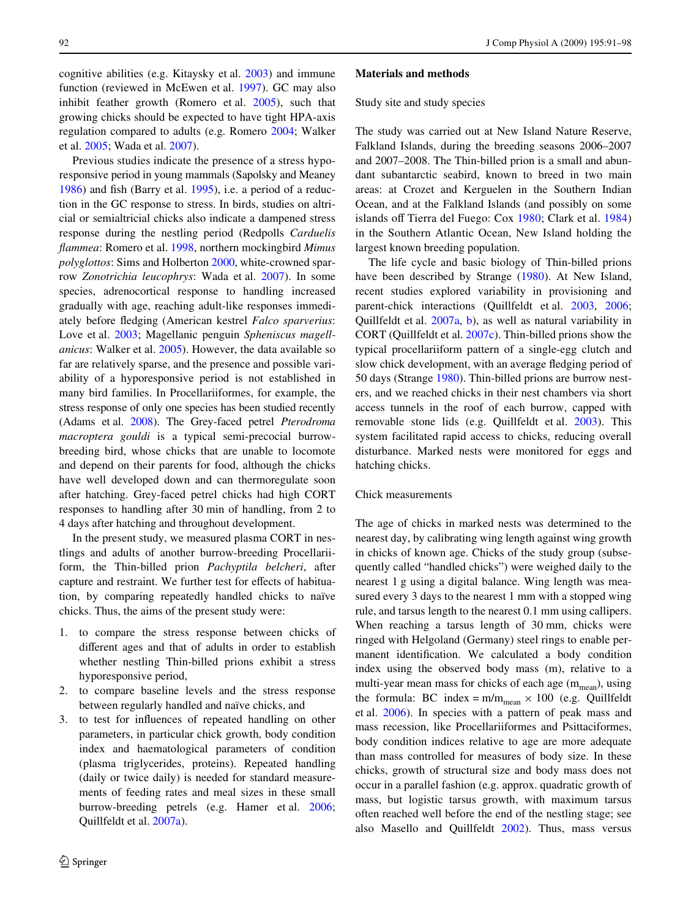cognitive abilities (e.g. Kitaysky et al. 2003) and immune function (reviewed in McEwen et al. 1997). GC may also inhibit feather growth (Romero et al. 2005), such that growing chicks should be expected to have tight HPA-axis regulation compared to adults (e.g. Romero 2004; Walker et al. 2005; Wada et al. 2007).

Previous studies indicate the presence of a stress hypo-responsive period in young mammals (Sapolsky and Meaney 1986) and fish (Barry et al. 1995), i.e. a period of a reduction in the GC response to stress. In birds, studies on altricial or semialtricial chicks also indicate a dampened stress response during the nestling period (Redpolls *Carduelis flammea*: Romero et al. 1998, northern mockingbird *Mimus polyglottos*: Sims and Holberton 2000, white-crowned sparrow *Zonotrichia leucophrys*: Wada et al. 2007). In some species, adrenocortical response to handling increased gradually with age, reaching adult-like responses immediately before fledging (American kestrel *Falco sparverius*: Love et al. 2003; Magellanic penguin *Spheniscus magellanicus*: Walker et al. 2005). However, the data available so far are relatively sparse, and the presence and possible variability of a hyporesponsive period is not established in many bird families. In Procellariiformes, for example, the stress response of only one species has been studied recently (Adams et al. 2008). The Grey-faced petrel *Pterodroma macroptera gouldi* is a typical semi-precocial burrow-breeding bird, whose chicks that are unable to locomote and depend on their parents for food, although the chicks have well developed down and can thermoregulate soon after hatching. Grey-faced petrel chicks had high CORT responses to handling after 30 min of handling, from 2 to 4 days after hatching and throughout development.

In the present study, we measured plasma CORT in nestlings and adults of another burrow-breeding Procellariiform, the Thin-billed prion *Pachyptila belcheri*, after capture and restraint. We further test for effects of habituation, by comparing repeatedly handled chicks to naïve chicks. Thus, the aims of the present study were:

1. to compare the stress response between chicks of different ages and that of adults in order to establish whether nestling Thin-billed prions exhibit a stress hyporesponsive period,
2. to compare baseline levels and the stress response between regularly handled and naïve chicks, and
3. to test for influences of repeated handling on other parameters, in particular chick growth, body condition index and haematological parameters of condition (plasma triglycerides, proteins). Repeated handling (daily or twice daily) is needed for standard measurements of feeding rates and meal sizes in these small burrow-breeding petrels (e.g. Hamer et al. 2006; Quillfeldt et al. 2007a).

## Materials and methods

### Study site and study species

The study was carried out at New Island Nature Reserve, Falkland Islands, during the breeding seasons 2006–2007 and 2007–2008. The Thin-billed prion is a small and abundant subantarctic seabird, known to breed in two main areas: at Crozet and Kerguelen in the Southern Indian Ocean, and at the Falkland Islands (and possibly on some islands off Tierra del Fuego: Cox 1980; Clark et al. 1984) in the Southern Atlantic Ocean, New Island holding the largest known breeding population.

The life cycle and basic biology of Thin-billed prions have been described by Strange (1980). At New Island, recent studies explored variability in provisioning and parent-chick interactions (Quillfeldt et al. 2003, 2006; Quillfeldt et al. 2007a, b), as well as natural variability in CORT (Quillfeldt et al. 2007c). Thin-billed prions show the typical procellariiform pattern of a single-egg clutch and slow chick development, with an average fledging period of 50 days (Strange 1980). Thin-billed prions are burrow nesters, and we reached chicks in their nest chambers via short access tunnels in the roof of each burrow, capped with removable stone lids (e.g. Quillfeldt et al. 2003). This system facilitated rapid access to chicks, reducing overall disturbance. Marked nests were monitored for eggs and hatching chicks.

### Chick measurements

The age of chicks in marked nests was determined to the nearest day, by calibrating wing length against wing growth in chicks of known age. Chicks of the study group (subsequently called "handled chicks") were weighed daily to the nearest 1 g using a digital balance. Wing length was measured every 3 days to the nearest 1 mm with a stopped wing rule, and tarsus length to the nearest 0.1 mm using callipers. When reaching a tarsus length of 30 mm, chicks were ringed with Helgoland (Germany) steel rings to enable permanent identification. We calculated a body condition index using the observed body mass (m), relative to a multi-year mean mass for chicks of each age ($m_{mean}$), using the formula: BC index = $m/m_{mean} \times 100$ (e.g. Quillfeldt et al. 2006). In species with a pattern of peak mass and mass recession, like Procellariiformes and Psittaciformes, body condition indices relative to age are more adequate than mass controlled for measures of body size. In these chicks, growth of structural size and body mass does not occur in a parallel fashion (e.g. approx. quadratic growth of mass, but logistic tarsus growth, with maximum tarsus often reached well before the end of the nestling stage; see also Masello and Quillfeldt 2002). Thus, mass versus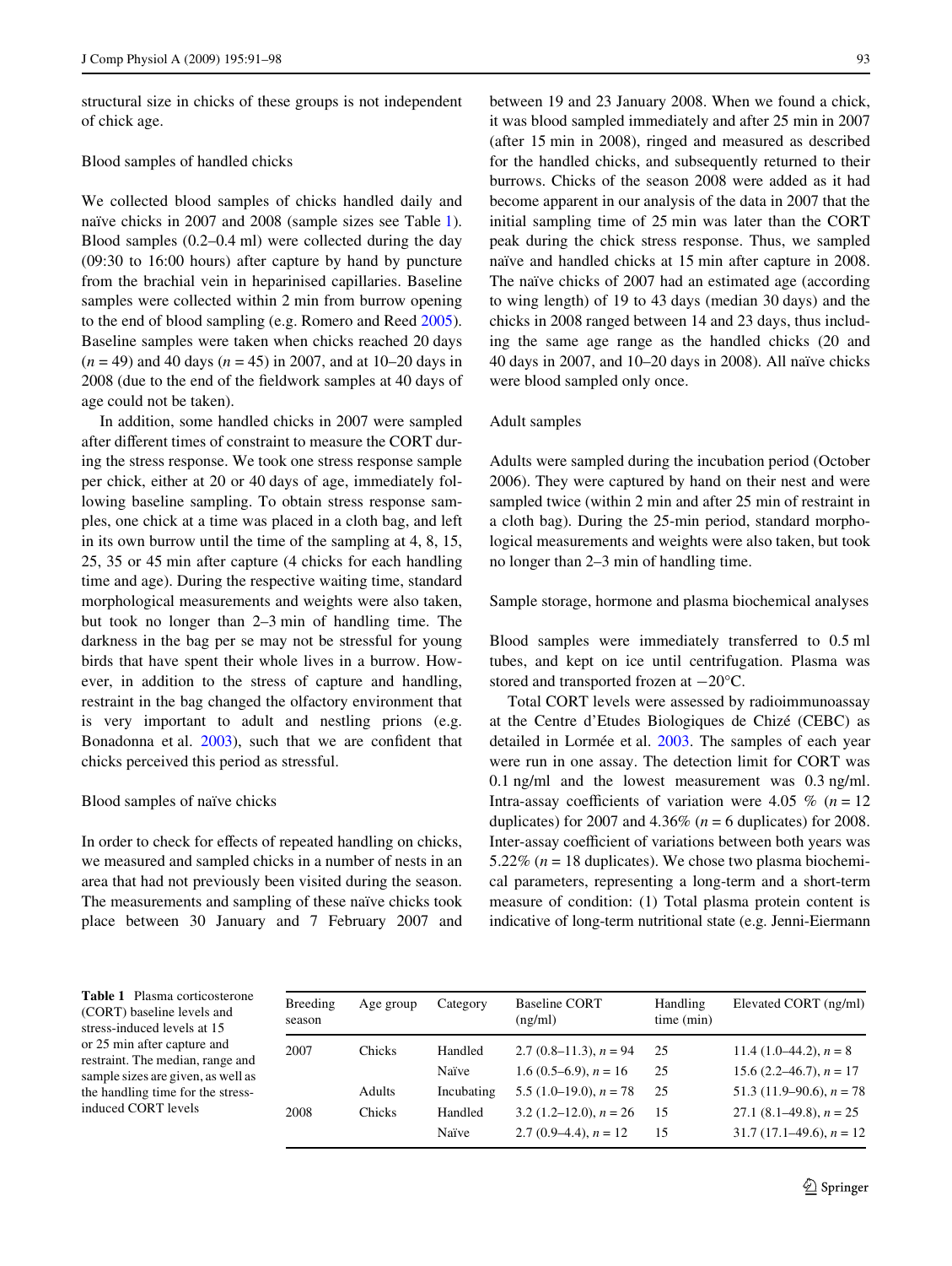structural size in chicks of these groups is not independent of chick age.

### Blood samples of handled chicks

We collected blood samples of chicks handled daily and naïve chicks in 2007 and 2008 (sample sizes see Table 1). Blood samples (0.2–0.4 ml) were collected during the day (09:30 to 16:00 hours) after capture by hand by puncture from the brachial vein in heparinised capillaries. Baseline samples were collected within 2 min from burrow opening to the end of blood sampling (e.g. Romero and Reed 2005). Baseline samples were taken when chicks reached 20 days ($n = 49$) and 40 days ($n = 45$) in 2007, and at 10–20 days in 2008 (due to the end of the fieldwork samples at 40 days of age could not be taken).

In addition, some handled chicks in 2007 were sampled after different times of constraint to measure the CORT during the stress response. We took one stress response sample per chick, either at 20 or 40 days of age, immediately following baseline sampling. To obtain stress response samples, one chick at a time was placed in a cloth bag, and left in its own burrow until the time of the sampling at 4, 8, 15, 25, 35 or 45 min after capture (4 chicks for each handling time and age). During the respective waiting time, standard morphological measurements and weights were also taken, but took no longer than 2–3 min of handling time. The darkness in the bag per se may not be stressful for young birds that have spent their whole lives in a burrow. However, in addition to the stress of capture and handling, restraint in the bag changed the olfactory environment that is very important to adult and nestling prions (e.g. Bonadonna et al. 2003), such that we are confident that chicks perceived this period as stressful.

### Blood samples of naïve chicks

In order to check for effects of repeated handling on chicks, we measured and sampled chicks in a number of nests in an area that had not previously been visited during the season. The measurements and sampling of these naïve chicks took place between 30 January and 7 February 2007 and between 19 and 23 January 2008. When we found a chick, it was blood sampled immediately and after 25 min in 2007 (after 15 min in 2008), ringed and measured as described for the handled chicks, and subsequently returned to their burrows. Chicks of the season 2008 were added as it had become apparent in our analysis of the data in 2007 that the initial sampling time of 25 min was later than the CORT peak during the chick stress response. Thus, we sampled naïve and handled chicks at 15 min after capture in 2008. The naïve chicks of 2007 had an estimated age (according to wing length) of 19 to 43 days (median 30 days) and the chicks in 2008 ranged between 14 and 23 days, thus including the same age range as the handled chicks (20 and 40 days in 2007, and 10–20 days in 2008). All naïve chicks were blood sampled only once.

### Adult samples

Adults were sampled during the incubation period (October 2006). They were captured by hand on their nest and were sampled twice (within 2 min and after 25 min of restraint in a cloth bag). During the 25-min period, standard morphological measurements and weights were also taken, but took no longer than 2–3 min of handling time.

### Sample storage, hormone and plasma biochemical analyses

Blood samples were immediately transferred to 0.5 ml tubes, and kept on ice until centrifugation. Plasma was stored and transported frozen at −20°C.

Total CORT levels were assessed by radioimmunoassay at the Centre d'Etudes Biologiques de Chizé (CEBC) as detailed in Lormée et al. 2003. The samples of each year were run in one assay. The detection limit for CORT was 0.1 ng/ml and the lowest measurement was 0.3 ng/ml. Intra-assay coefficients of variation were 4.05 % ($n = 12$ duplicates) for 2007 and 4.36% ($n = 6$ duplicates) for 2008. Inter-assay coefficient of variations between both years was 5.22% ($n = 18$ duplicates). We chose two plasma biochemical parameters, representing a long-term and a short-term measure of condition: (1) Total plasma protein content is indicative of long-term nutritional state (e.g. Jenni-Eiermann

**Table 1** Plasma corticosterone (CORT) baseline levels and stress-induced levels at 15 or 25 min after capture and restraint. The median, range and sample sizes are given, as well as the handling time for the stress-induced CORT levels

| Breeding season | Age group | Category | Baseline CORT (ng/ml) | Handling time (min) | Elevated CORT (ng/ml) |
|---|---|---|---|---|---|
| 2007 | Chicks | Handled | 2.7 (0.8–11.3), $n = 94$ | 25 | 11.4 (1.0–44.2), $n = 8$ |
| | | Naïve | 1.6 (0.5–6.9), $n = 16$ | 25 | 15.6 (2.2–46.7), $n = 17$ |
| | Adults | Incubating | 5.5 (1.0–19.0), $n = 78$ | 25 | 51.3 (11.9–90.6), $n = 78$ |
| 2008 | Chicks | Handled | 3.2 (1.2–12.0), $n = 26$ | 15 | 27.1 (8.1–49.8), $n = 25$ |
| | | Naïve | 2.7 (0.9–4.4), $n = 12$ | 15 | 31.7 (17.1–49.6), $n = 12$ |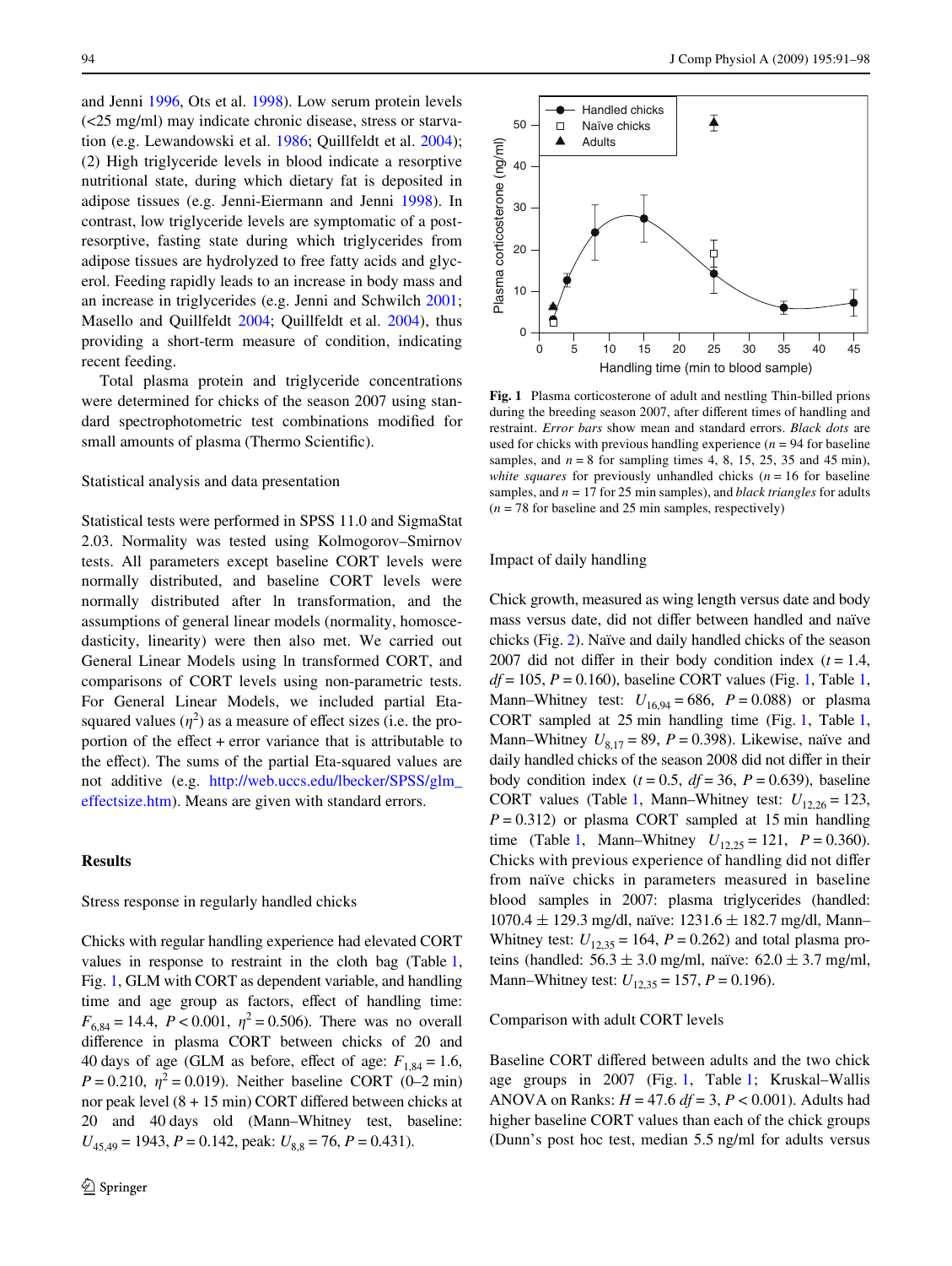and Jenni 1996, Ots et al. 1998). Low serum protein levels (<25 mg/ml) may indicate chronic disease, stress or starvation (e.g. Lewandowski et al. 1986; Quillfeldt et al. 2004); (2) High triglyceride levels in blood indicate a resorptive nutritional state, during which dietary fat is deposited in adipose tissues (e.g. Jenni-Eiermann and Jenni 1998). In contrast, low triglyceride levels are symptomatic of a post-resorptive, fasting state during which triglycerides from adipose tissues are hydrolyzed to free fatty acids and glycerol. Feeding rapidly leads to an increase in body mass and an increase in triglycerides (e.g. Jenni and Schwilch 2001; Masello and Quillfeldt 2004; Quillfeldt et al. 2004), thus providing a short-term measure of condition, indicating recent feeding.

Total plasma protein and triglyceride concentrations were determined for chicks of the season 2007 using standard spectrophotometric test combinations modified for small amounts of plasma (Thermo Scientific).

### Statistical analysis and data presentation

Statistical tests were performed in SPSS 11.0 and SigmaStat 2.03. Normality was tested using Kolmogorov–Smirnov tests. All parameters except baseline CORT levels were normally distributed, and baseline CORT levels were normally distributed after ln transformation, and the assumptions of general linear models (normality, homoscedasticity, linearity) were then also met. We carried out General Linear Models using ln transformed CORT, and comparisons of CORT levels using non-parametric tests. For General Linear Models, we included partial Eta-squared values ($\eta^2$) as a measure of effect sizes (i.e. the proportion of the effect + error variance that is attributable to the effect). The sums of the partial Eta-squared values are not additive (e.g. http://web.uccs.edu/lbecker/SPSS/glm_effectsize.htm). Means are given with standard errors.

## Results

### Stress response in regularly handled chicks

Chicks with regular handling experience had elevated CORT values in response to restraint in the cloth bag (Table 1, Fig. 1, GLM with CORT as dependent variable, and handling time and age group as factors, effect of handling time: $F_{6,84} = 14.4$, $P < 0.001$, $\eta^2 = 0.506$). There was no overall difference in plasma CORT between chicks of 20 and 40 days of age (GLM as before, effect of age: $F_{1,84} = 1.6$, $P = 0.210$, $\eta^2 = 0.019$). Neither baseline CORT (0–2 min) nor peak level (8 + 15 min) CORT differed between chicks at 20 and 40 days old (Mann–Whitney test, baseline: $U_{45,49} = 1943$, $P = 0.142$, peak: $U_{8,8} = 76$, $P = 0.431$).

**Fig. 1** Plasma corticosterone of adult and nestling Thin-billed prions during the breeding season 2007, after different times of handling and restraint. *Error bars* show mean and standard errors. *Black dots* are used for chicks with previous handling experience ($n = 94$ for baseline samples, and $n = 8$ for sampling times 4, 8, 15, 25, 35 and 45 min), *white squares* for previously unhandled chicks ($n = 16$ for baseline samples, and $n = 17$ for 25 min samples), and *black triangles* for adults ($n = 78$ for baseline and 25 min samples, respectively)

### Impact of daily handling

Chick growth, measured as wing length versus date and body mass versus date, did not differ between handled and naïve chicks (Fig. 2). Naïve and daily handled chicks of the season 2007 did not differ in their body condition index ($t = 1.4$, $df = 105$, $P = 0.160$), baseline CORT values (Fig. 1, Table 1, Mann–Whitney test: $U_{16,94} = 686$, $P = 0.088$) or plasma CORT sampled at 25 min handling time (Fig. 1, Table 1, Mann–Whitney $U_{8,17} = 89$, $P = 0.398$). Likewise, naïve and daily handled chicks of the season 2008 did not differ in their body condition index ($t = 0.5$, $df = 36$, $P = 0.639$), baseline CORT values (Table 1, Mann–Whitney test: $U_{12,26} = 123$, $P = 0.312$) or plasma CORT sampled at 15 min handling time (Table 1, Mann–Whitney $U_{12,25} = 121$, $P = 0.360$). Chicks with previous experience of handling did not differ from naïve chicks in parameters measured in baseline blood samples in 2007: plasma triglycerides (handled: 1070.4 ± 129.3 mg/dl, naïve: 1231.6 ± 182.7 mg/dl, Mann–Whitney test: $U_{12,35} = 164$, $P = 0.262$) and total plasma proteins (handled: 56.3 ± 3.0 mg/ml, naïve: 62.0 ± 3.7 mg/ml, Mann–Whitney test: $U_{12,35} = 157$, $P = 0.196$).

### Comparison with adult CORT levels

Baseline CORT differed between adults and the two chick age groups in 2007 (Fig. 1, Table 1; Kruskal–Wallis ANOVA on Ranks: $H = 47.6$ $df = 3$, $P < 0.001$). Adults had higher baseline CORT values than each of the chick groups (Dunn's post hoc test, median 5.5 ng/ml for adults versus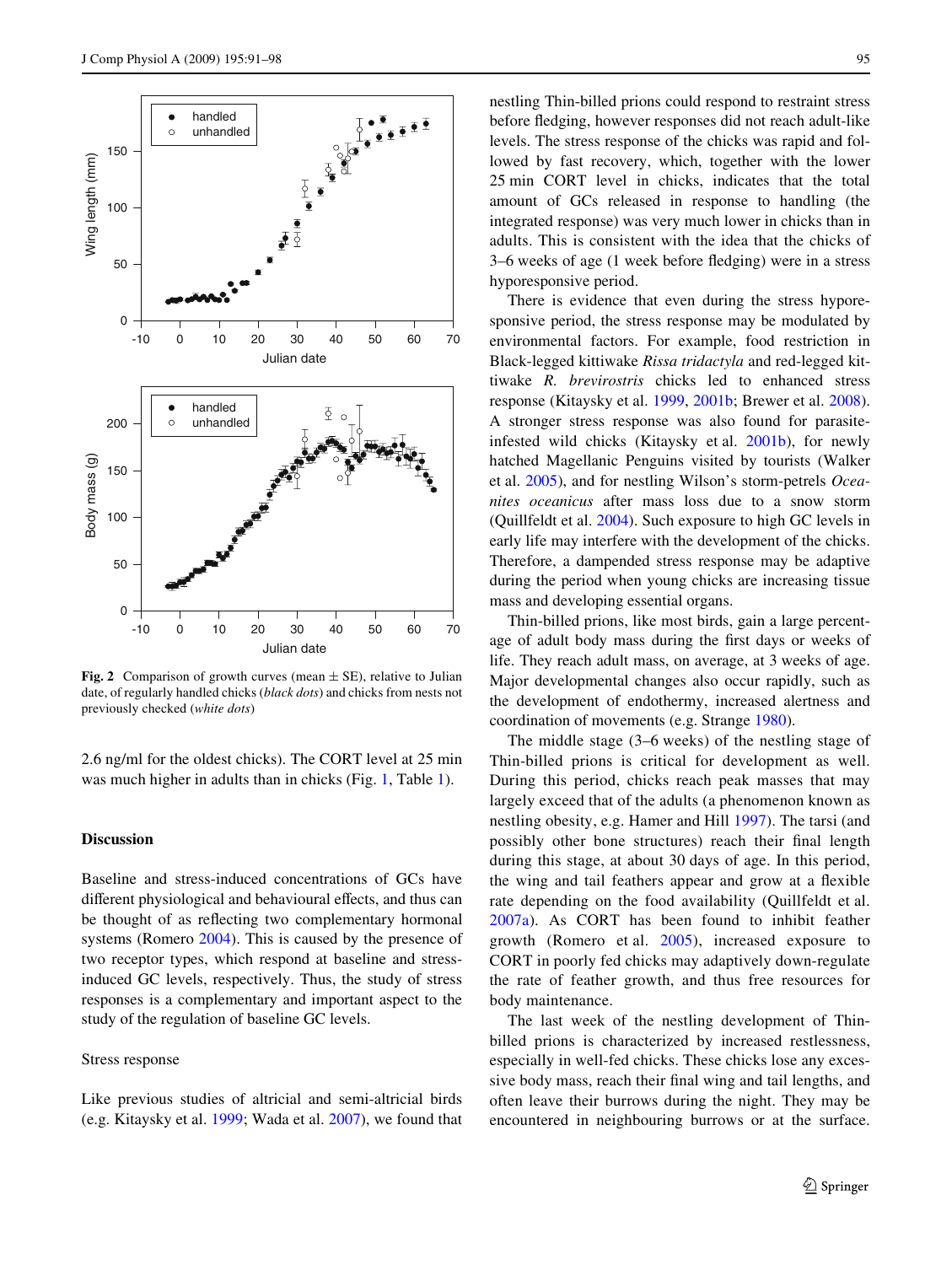**Fig. 2** Comparison of growth curves (mean ± SE), relative to Julian date, of regularly handled chicks (*black dots*) and chicks from nests not previously checked (*white dots*)

2.6 ng/ml for the oldest chicks). The CORT level at 25 min was much higher in adults than in chicks (Fig. 1, Table 1).

## Discussion

Baseline and stress-induced concentrations of GCs have different physiological and behavioural effects, and thus can be thought of as reflecting two complementary hormonal systems (Romero 2004). This is caused by the presence of two receptor types, which respond at baseline and stress-induced GC levels, respectively. Thus, the study of stress responses is a complementary and important aspect to the study of the regulation of baseline GC levels.

### Stress response

Like previous studies of altricial and semi-altricial birds (e.g. Kitaysky et al. 1999; Wada et al. 2007), we found that nestling Thin-billed prions could respond to restraint stress before fledging, however responses did not reach adult-like levels. The stress response of the chicks was rapid and followed by fast recovery, which, together with the lower 25 min CORT level in chicks, indicates that the total amount of GCs released in response to handling (the integrated response) was very much lower in chicks than in adults. This is consistent with the idea that the chicks of 3–6 weeks of age (1 week before fledging) were in a stress hyporesponsive period.

There is evidence that even during the stress hyporesponsive period, the stress response may be modulated by environmental factors. For example, food restriction in Black-legged kittiwake *Rissa tridactyla* and red-legged kittiwake *R. brevirostris* chicks led to enhanced stress response (Kitaysky et al. 1999, 2001b; Brewer et al. 2008). A stronger stress response was also found for parasite-infested wild chicks (Kitaysky et al. 2001b), for newly hatched Magellanic Penguins visited by tourists (Walker et al. 2005), and for nestling Wilson's storm-petrels *Oceanites oceanicus* after mass loss due to a snow storm (Quillfeldt et al. 2004). Such exposure to high GC levels in early life may interfere with the development of the chicks. Therefore, a dampended stress response may be adaptive during the period when young chicks are increasing tissue mass and developing essential organs.

Thin-billed prions, like most birds, gain a large percentage of adult body mass during the first days or weeks of life. They reach adult mass, on average, at 3 weeks of age. Major developmental changes also occur rapidly, such as the development of endothermy, increased alertness and coordination of movements (e.g. Strange 1980).

The middle stage (3–6 weeks) of the nestling stage of Thin-billed prions is critical for development as well. During this period, chicks reach peak masses that may largely exceed that of the adults (a phenomenon known as nestling obesity, e.g. Hamer and Hill 1997). The tarsi (and possibly other bone structures) reach their final length during this stage, at about 30 days of age. In this period, the wing and tail feathers appear and grow at a flexible rate depending on the food availability (Quillfeldt et al. 2007a). As CORT has been found to inhibit feather growth (Romero et al. 2005), increased exposure to CORT in poorly fed chicks may adaptively down-regulate the rate of feather growth, and thus free resources for body maintenance.

The last week of the nestling development of Thin-billed prions is characterized by increased restlessness, especially in well-fed chicks. These chicks lose any excessive body mass, reach their final wing and tail lengths, and often leave their burrows during the night. They may be encountered in neighbouring burrows or at the surface.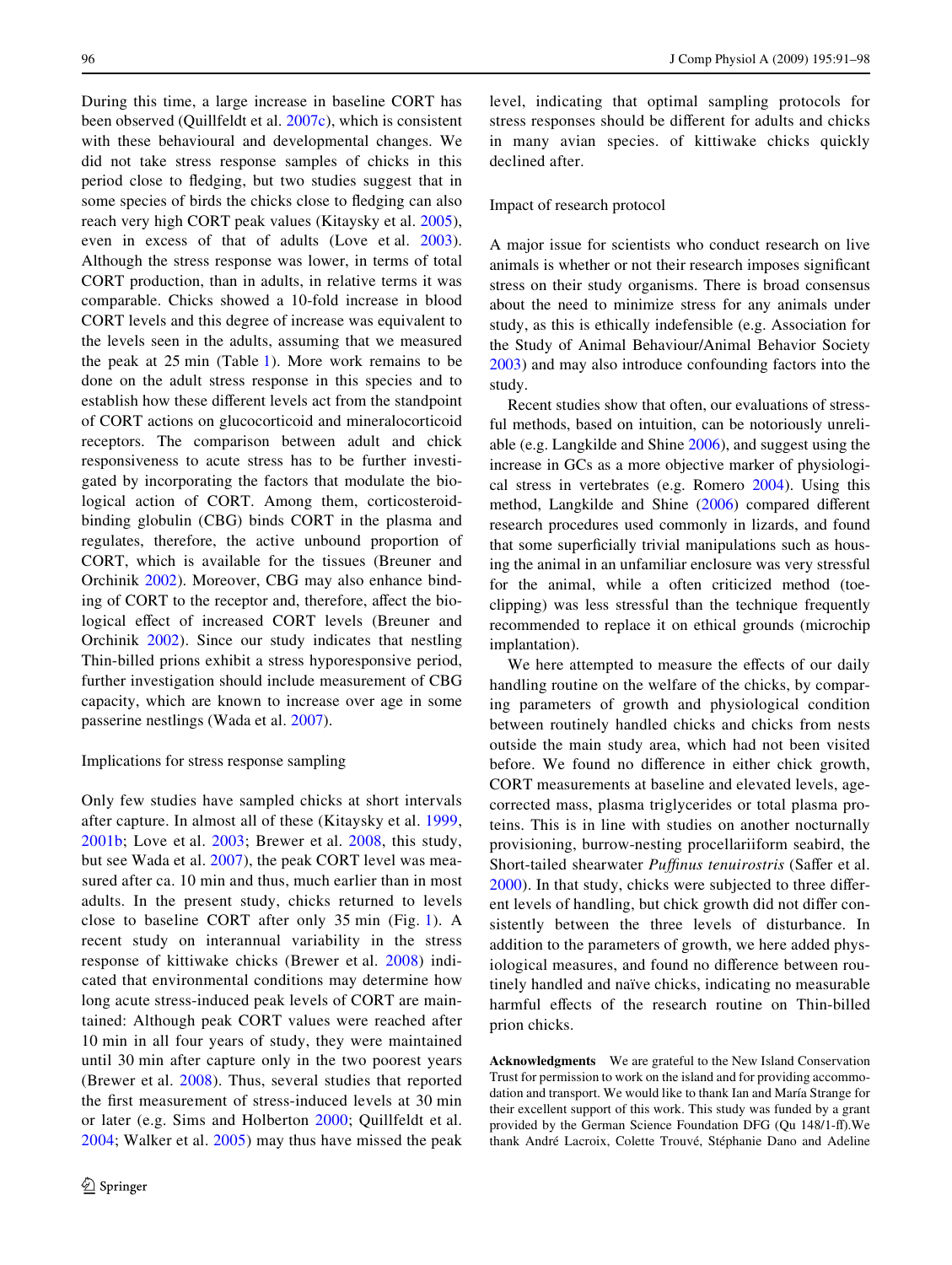During this time, a large increase in baseline CORT has been observed (Quillfeldt et al. 2007c), which is consistent with these behavioural and developmental changes. We did not take stress response samples of chicks in this period close to fledging, but two studies suggest that in some species of birds the chicks close to fledging can also reach very high CORT peak values (Kitaysky et al. 2005), even in excess of that of adults (Love et al. 2003). Although the stress response was lower, in terms of total CORT production, than in adults, in relative terms it was comparable. Chicks showed a 10-fold increase in blood CORT levels and this degree of increase was equivalent to the levels seen in the adults, assuming that we measured the peak at 25 min (Table 1). More work remains to be done on the adult stress response in this species and to establish how these different levels act from the standpoint of CORT actions on glucocorticoid and mineralocorticoid receptors. The comparison between adult and chick responsiveness to acute stress has to be further investigated by incorporating the factors that modulate the biological action of CORT. Among them, corticosteroid-binding globulin (CBG) binds CORT in the plasma and regulates, therefore, the active unbound proportion of CORT, which is available for the tissues (Breuner and Orchinik 2002). Moreover, CBG may also enhance binding of CORT to the receptor and, therefore, affect the biological effect of increased CORT levels (Breuner and Orchinik 2002). Since our study indicates that nestling Thin-billed prions exhibit a stress hyporesponsive period, further investigation should include measurement of CBG capacity, which are known to increase over age in some passerine nestlings (Wada et al. 2007).

### Implications for stress response sampling

Only few studies have sampled chicks at short intervals after capture. In almost all of these (Kitaysky et al. 1999, 2001b; Love et al. 2003; Brewer et al. 2008, this study, but see Wada et al. 2007), the peak CORT level was measured after ca. 10 min and thus, much earlier than in most adults. In the present study, chicks returned to levels close to baseline CORT after only 35 min (Fig. 1). A recent study on interannual variability in the stress response of kittiwake chicks (Brewer et al. 2008) indicated that environmental conditions may determine how long acute stress-induced peak levels of CORT are maintained: Although peak CORT values were reached after 10 min in all four years of study, they were maintained until 30 min after capture only in the two poorest years (Brewer et al. 2008). Thus, several studies that reported the first measurement of stress-induced levels at 30 min or later (e.g. Sims and Holberton 2000; Quillfeldt et al. 2004; Walker et al. 2005) may thus have missed the peak level, indicating that optimal sampling protocols for stress responses should be different for adults and chicks in many avian species. of kittiwake chicks quickly declined after.

### Impact of research protocol

A major issue for scientists who conduct research on live animals is whether or not their research imposes significant stress on their study organisms. There is broad consensus about the need to minimize stress for any animals under study, as this is ethically indefensible (e.g. Association for the Study of Animal Behaviour/Animal Behavior Society 2003) and may also introduce confounding factors into the study.

Recent studies show that often, our evaluations of stressful methods, based on intuition, can be notoriously unreliable (e.g. Langkilde and Shine 2006), and suggest using the increase in GCs as a more objective marker of physiological stress in vertebrates (e.g. Romero 2004). Using this method, Langkilde and Shine (2006) compared different research procedures used commonly in lizards, and found that some superficially trivial manipulations such as housing the animal in an unfamiliar enclosure was very stressful for the animal, while a often criticized method (toe-clipping) was less stressful than the technique frequently recommended to replace it on ethical grounds (microchip implantation).

We here attempted to measure the effects of our daily handling routine on the welfare of the chicks, by comparing parameters of growth and physiological condition between routinely handled chicks and chicks from nests outside the main study area, which had not been visited before. We found no difference in either chick growth, CORT measurements at baseline and elevated levels, age-corrected mass, plasma triglycerides or total plasma proteins. This is in line with studies on another nocturnally provisioning, burrow-nesting procellariiform seabird, the Short-tailed shearwater *Puffinus tenuirostris* (Saffer et al. 2000). In that study, chicks were subjected to three different levels of handling, but chick growth did not differ consistently between the three levels of disturbance. In addition to the parameters of growth, we here added physiological measures, and found no difference between routinely handled and naïve chicks, indicating no measurable harmful effects of the research routine on Thin-billed prion chicks.

**Acknowledgments** We are grateful to the New Island Conservation Trust for permission to work on the island and for providing accommodation and transport. We would like to thank Ian and María Strange for their excellent support of this work. This study was funded by a grant provided by the German Science Foundation DFG (Qu 148/1-ff).We thank André Lacroix, Colette Trouvé, Stéphanie Dano and Adeline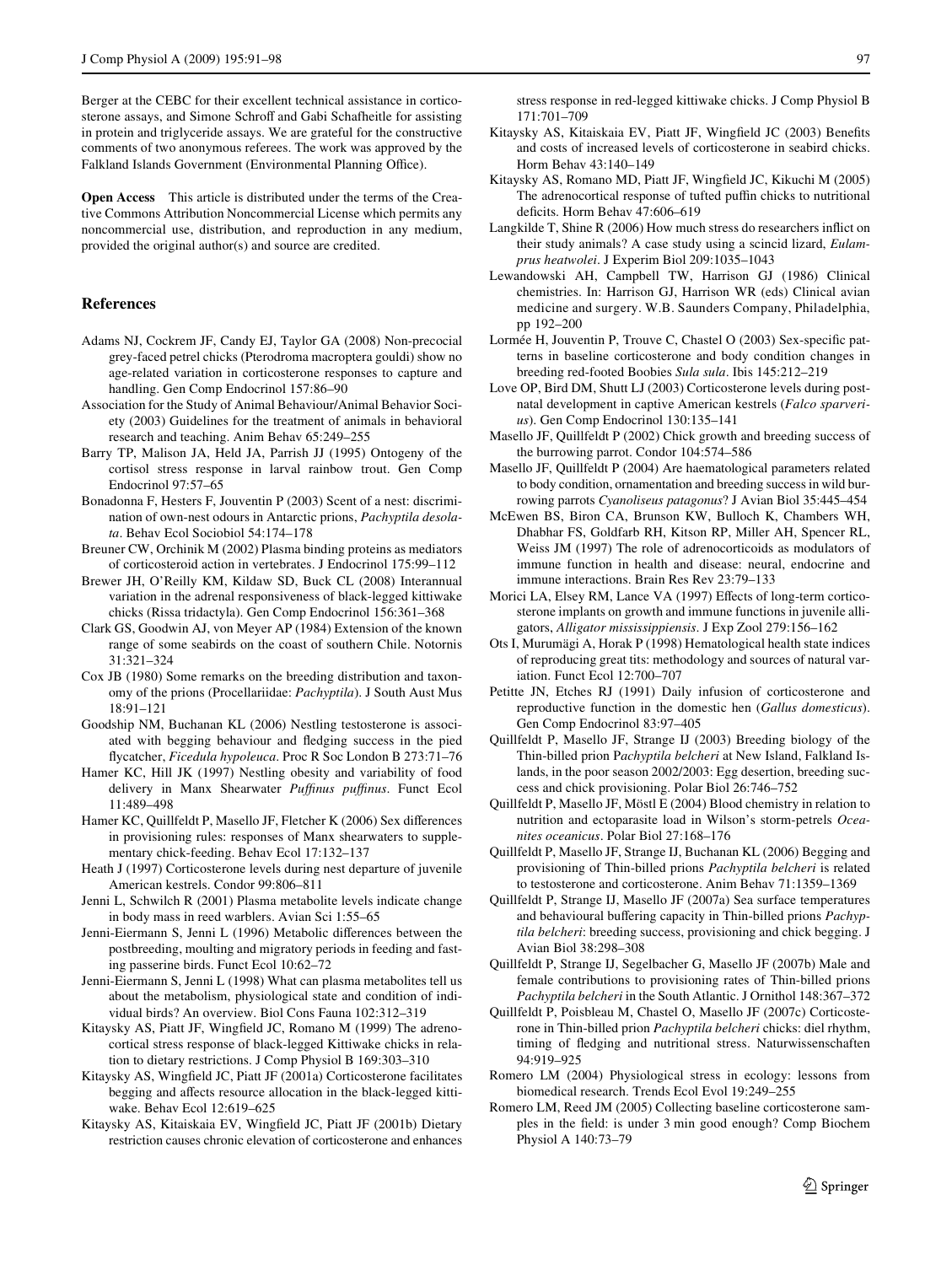Berger at the CEBC for their excellent technical assistance in corticosterone assays, and Simone Schroff and Gabi Schafheitle for assisting in protein and triglyceride assays. We are grateful for the constructive comments of two anonymous referees. The work was approved by the Falkland Islands Government (Environmental Planning Office).

**Open Access** This article is distributed under the terms of the Creative Commons Attribution Noncommercial License which permits any noncommercial use, distribution, and reproduction in any medium, provided the original author(s) and source are credited.

## References

Adams NJ, Cockrem JF, Candy EJ, Taylor GA (2008) Non-precocial grey-faced petrel chicks (Pterodroma macroptera gouldi) show no age-related variation in corticosterone responses to capture and handling. Gen Comp Endocrinol 157:86–90

Association for the Study of Animal Behaviour/Animal Behavior Society (2003) Guidelines for the treatment of animals in behavioral research and teaching. Anim Behav 65:249–255

Barry TP, Malison JA, Held JA, Parrish JJ (1995) Ontogeny of the cortisol stress response in larval rainbow trout. Gen Comp Endocrinol 97:57–65

Bonadonna F, Hesters F, Jouventin P (2003) Scent of a nest: discrimination of own-nest odours in Antarctic prions, *Pachyptila desolata*. Behav Ecol Sociobiol 54:174–178

Breuner CW, Orchinik M (2002) Plasma binding proteins as mediators of corticosteroid action in vertebrates. J Endocrinol 175:99–112

Brewer JH, O'Reilly KM, Kildaw SD, Buck CL (2008) Interannual variation in the adrenal responsiveness of black-legged kittiwake chicks (Rissa tridactyla). Gen Comp Endocrinol 156:361–368

Clark GS, Goodwin AJ, von Meyer AP (1984) Extension of the known range of some seabirds on the coast of southern Chile. Notornis 31:321–324

Cox JB (1980) Some remarks on the breeding distribution and taxonomy of the prions (Procellariidae: *Pachyptila*). J South Aust Mus 18:91–121

Goodship NM, Buchanan KL (2006) Nestling testosterone is associated with begging behaviour and fledging success in the pied flycatcher, *Ficedula hypoleuca*. Proc R Soc London B 273:71–76

Hamer KC, Hill JK (1997) Nestling obesity and variability of food delivery in Manx Shearwater *Puffinus puffinus*. Funct Ecol 11:489–498

Hamer KC, Quillfeldt P, Masello JF, Fletcher K (2006) Sex differences in provisioning rules: responses of Manx shearwaters to supplementary chick-feeding. Behav Ecol 17:132–137

Heath J (1997) Corticosterone levels during nest departure of juvenile American kestrels. Condor 99:806–811

Jenni L, Schwilch R (2001) Plasma metabolite levels indicate change in body mass in reed warblers. Avian Sci 1:55–65

Jenni-Eiermann S, Jenni L (1996) Metabolic differences between the postbreeding, moulting and migratory periods in feeding and fasting passerine birds. Funct Ecol 10:62–72

Jenni-Eiermann S, Jenni L (1998) What can plasma metabolites tell us about the metabolism, physiological state and condition of individual birds? An overview. Biol Cons Fauna 102:312–319

Kitaysky AS, Piatt JF, Wingfield JC, Romano M (1999) The adrenocortical stress response of black-legged Kittiwake chicks in relation to dietary restrictions. J Comp Physiol B 169:303–310

Kitaysky AS, Wingfield JC, Piatt JF (2001a) Corticosterone facilitates begging and affects resource allocation in the black-legged kittiwake. Behav Ecol 12:619–625

Kitaysky AS, Kitaiskaia EV, Wingfield JC, Piatt JF (2001b) Dietary restriction causes chronic elevation of corticosterone and enhances stress response in red-legged kittiwake chicks. J Comp Physiol B 171:701–709

Kitaysky AS, Kitaiskaia EV, Piatt JF, Wingfield JC (2003) Benefits and costs of increased levels of corticosterone in seabird chicks. Horm Behav 43:140–149

Kitaysky AS, Romano MD, Piatt JF, Wingfield JC, Kikuchi M (2005) The adrenocortical response of tufted puffin chicks to nutritional deficits. Horm Behav 47:606–619

Langkilde T, Shine R (2006) How much stress do researchers inflict on their study animals? A case study using a scincid lizard, *Eulamprus heatwolei*. J Experim Biol 209:1035–1043

Lewandowski AH, Campbell TW, Harrison GJ (1986) Clinical chemistries. In: Harrison GJ, Harrison WR (eds) Clinical avian medicine and surgery. W.B. Saunders Company, Philadelphia, pp 192–200

Lormée H, Jouventin P, Trouve C, Chastel O (2003) Sex-specific patterns in baseline corticosterone and body condition changes in breeding red-footed Boobies *Sula sula*. Ibis 145:212–219

Love OP, Bird DM, Shutt LJ (2003) Corticosterone levels during postnatal development in captive American kestrels (*Falco sparverius*). Gen Comp Endocrinol 130:135–141

Masello JF, Quillfeldt P (2002) Chick growth and breeding success of the burrowing parrot. Condor 104:574–586

Masello JF, Quillfeldt P (2004) Are haematological parameters related to body condition, ornamentation and breeding success in wild burrowing parrots *Cyanoliseus patagonus*? J Avian Biol 35:445–454

McEwen BS, Biron CA, Brunson KW, Bulloch K, Chambers WH, Dhabhar FS, Goldfarb RH, Kitson RP, Miller AH, Spencer RL, Weiss JM (1997) The role of adrenocorticoids as modulators of immune function in health and disease: neural, endocrine and immune interactions. Brain Res Rev 23:79–133

Morici LA, Elsey RM, Lance VA (1997) Effects of long-term corticosterone implants on growth and immune functions in juvenile alligators, *Alligator mississippiensis*. J Exp Zool 279:156–162

Ots I, Murumägi A, Horak P (1998) Hematological health state indices of reproducing great tits: methodology and sources of natural variation. Funct Ecol 12:700–707

Petitte JN, Etches RJ (1991) Daily infusion of corticosterone and reproductive function in the domestic hen (*Gallus domesticus*). Gen Comp Endocrinol 83:97–405

Quillfeldt P, Masello JF, Strange IJ (2003) Breeding biology of the Thin-billed prion P*achyptila belcheri* at New Island, Falkland Islands, in the poor season 2002/2003: Egg desertion, breeding success and chick provisioning. Polar Biol 26:746–752

Quillfeldt P, Masello JF, Möstl E (2004) Blood chemistry in relation to nutrition and ectoparasite load in Wilson's storm-petrels *Oceanites oceanicus*. Polar Biol 27:168–176

Quillfeldt P, Masello JF, Strange IJ, Buchanan KL (2006) Begging and provisioning of Thin-billed prions *Pachyptila belcheri* is related to testosterone and corticosterone. Anim Behav 71:1359–1369

Quillfeldt P, Strange IJ, Masello JF (2007a) Sea surface temperatures and behavioural buffering capacity in Thin-billed prions *Pachyptila belcheri*: breeding success, provisioning and chick begging. J Avian Biol 38:298–308

Quillfeldt P, Strange IJ, Segelbacher G, Masello JF (2007b) Male and female contributions to provisioning rates of Thin-billed prions *Pachyptila belcheri* in the South Atlantic. J Ornithol 148:367–372

Quillfeldt P, Poisbleau M, Chastel O, Masello JF (2007c) Corticosterone in Thin-billed prion *Pachyptila belcheri* chicks: diel rhythm, timing of fledging and nutritional stress. Naturwissenschaften 94:919–925

Romero LM (2004) Physiological stress in ecology: lessons from biomedical research. Trends Ecol Evol 19:249–255

Romero LM, Reed JM (2005) Collecting baseline corticosterone samples in the field: is under 3 min good enough? Comp Biochem Physiol A 140:73–79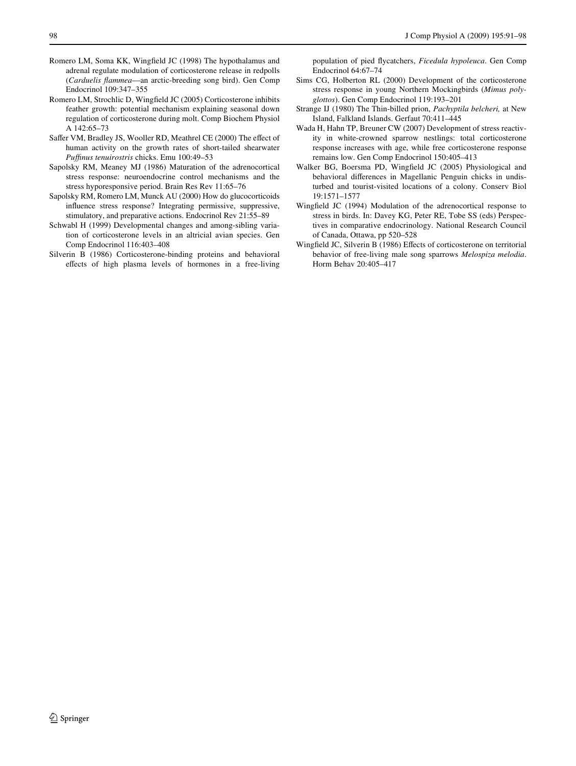Romero LM, Soma KK, Wingfield JC (1998) The hypothalamus and adrenal regulate modulation of corticosterone release in redpolls (*Carduelis flammea*—an arctic-breeding song bird). Gen Comp Endocrinol 109:347–355

Romero LM, Strochlic D, Wingfield JC (2005) Corticosterone inhibits feather growth: potential mechanism explaining seasonal down regulation of corticosterone during molt. Comp Biochem Physiol A 142:65–73

Saffer VM, Bradley JS, Wooller RD, Meathrel CE (2000) The effect of human activity on the growth rates of short-tailed shearwater *Puffinus tenuirostris* chicks. Emu 100:49–53

Sapolsky RM, Meaney MJ (1986) Maturation of the adrenocortical stress response: neuroendocrine control mechanisms and the stress hyporesponsive period. Brain Res Rev 11:65–76

Sapolsky RM, Romero LM, Munck AU (2000) How do glucocorticoids influence stress response? Integrating permissive, suppressive, stimulatory, and preparative actions. Endocrinol Rev 21:55–89

Schwabl H (1999) Developmental changes and among-sibling variation of corticosterone levels in an altricial avian species. Gen Comp Endocrinol 116:403–408

Silverin B (1986) Corticosterone-binding proteins and behavioral effects of high plasma levels of hormones in a free-living population of pied flycatchers, *Ficedula hypoleuca*. Gen Comp Endocrinol 64:67–74

Sims CG, Holberton RL (2000) Development of the corticosterone stress response in young Northern Mockingbirds (*Mimus polyglottos*). Gen Comp Endocrinol 119:193–201

Strange IJ (1980) The Thin-billed prion, *Pachyptila belcheri,* at New Island, Falkland Islands. Gerfaut 70:411–445

Wada H, Hahn TP, Breuner CW (2007) Development of stress reactivity in white-crowned sparrow nestlings: total corticosterone response increases with age, while free corticosterone response remains low. Gen Comp Endocrinol 150:405–413

Walker BG, Boersma PD, Wingfield JC (2005) Physiological and behavioral differences in Magellanic Penguin chicks in undisturbed and tourist-visited locations of a colony. Conserv Biol 19:1571–1577

Wingfield JC (1994) Modulation of the adrenocortical response to stress in birds. In: Davey KG, Peter RE, Tobe SS (eds) Perspectives in comparative endocrinology. National Research Council of Canada, Ottawa, pp 520–528

Wingfield JC, Silverin B (1986) Effects of corticosterone on territorial behavior of free-living male song sparrows *Melospiza melodia*. Horm Behav 20:405–417